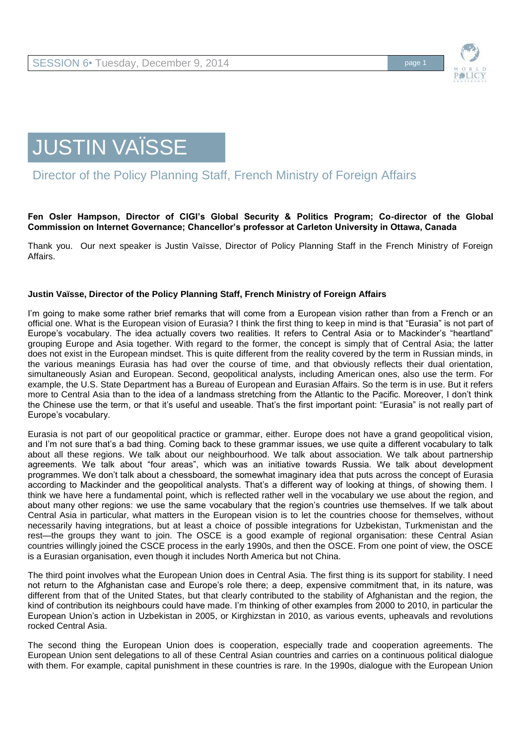# JUSTIN VAÏSSE

## Director of the Policy Planning Staff, French Ministry of Foreign Affairs

**Fen Osler Hampson, Director of CIGI's Global Security & Politics Program; Co-director of the Global Commission on Internet Governance; Chancellor's professor at Carleton University in Ottawa, Canada**

Thank you. Our next speaker is Justin Vaïsse, Director of Policy Planning Staff in the French Ministry of Foreign Affairs.

**Justin Vaïsse, Director of the Policy Planning Staff, French Ministry of Foreign Affairs**

I'm going to make some rather brief remarks that will come from a European vision rather than from a French or an official one. What is the European vision of Eurasia? I think the first thing to keep in mind is that "Eurasia" is not part of Europe's vocabulary. The idea actually covers two realities. It refers to Central Asia or to Mackinder's "heartland" grouping Europe and Asia together. With regard to the former, the concept is simply that of Central Asia; the latter does not exist in the European mindset. This is quite different from the reality covered by the term in Russian minds, in the various meanings Eurasia has had over the course of time, and that obviously reflects their dual orientation, simultaneously Asian and European. Second, geopolitical analysts, including American ones, also use the term. For example, the U.S. State Department has a Bureau of European and Eurasian Affairs. So the term is in use. But it refers more to Central Asia than to the idea of a landmass stretching from the Atlantic to the Pacific. Moreover, I don't think the Chinese use the term, or that it's useful and useable. That's the first important point: "Eurasia" is not really part of Europe's vocabulary.

Eurasia is not part of our geopolitical practice or grammar, either. Europe does not have a grand geopolitical vision, and I'm not sure that's a bad thing. Coming back to these grammar issues, we use quite a different vocabulary to talk about all these regions. We talk about our neighbourhood. We talk about association. We talk about partnership agreements. We talk about "four areas", which was an initiative towards Russia. We talk about development programmes. We don't talk about a chessboard, the somewhat imaginary idea that puts across the concept of Eurasia according to Mackinder and the geopolitical analysts. That's a different way of looking at things, of showing them. I think we have here a fundamental point, which is reflected rather well in the vocabulary we use about the region, and about many other regions: we use the same vocabulary that the region's countries use themselves. If we talk about Central Asia in particular, what matters in the European vision is to let the countries choose for themselves, without necessarily having integrations, but at least a choice of possible integrations for Uzbekistan, Turkmenistan and the rest—the groups they want to join. The OSCE is a good example of regional organisation: these Central Asian countries willingly joined the CSCE process in the early 1990s, and then the OSCE. From one point of view, the OSCE is a Eurasian organisation, even though it includes North America but not China.

The third point involves what the European Union does in Central Asia. The first thing is its support for stability. I need not return to the Afghanistan case and Europe's role there; a deep, expensive commitment that, in its nature, was different from that of the United States, but that clearly contributed to the stability of Afghanistan and the region, the kind of contribution its neighbours could have made. I'm thinking of other examples from 2000 to 2010, in particular the European Union's action in Uzbekistan in 2005, or Kirghizstan in 2010, as various events, upheavals and revolutions rocked Central Asia.

The second thing the European Union does is cooperation, especially trade and cooperation agreements. The European Union sent delegations to all of these Central Asian countries and carries on a continuous political dialogue with them. For example, capital punishment in these countries is rare. In the 1990s, dialogue with the European Union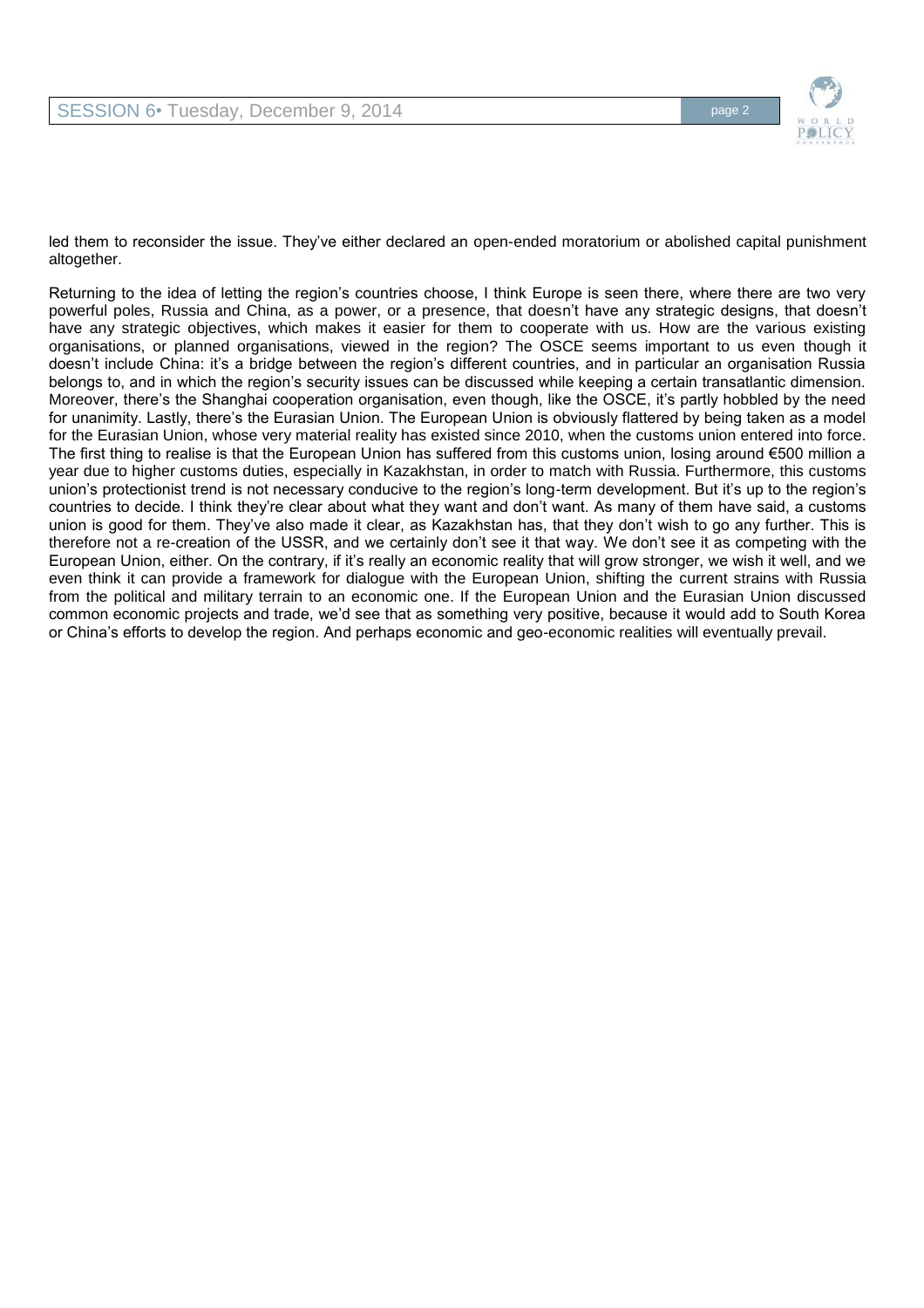led them to reconsider the issue. They've either declared an open-ended moratorium or abolished capital punishment altogether.

Returning to the idea of letting the region's countries choose, I think Europe is seen there, where there are two very powerful poles, Russia and China, as a power, or a presence, that doesn't have any strategic designs, that doesn't have any strategic objectives, which makes it easier for them to cooperate with us. How are the various existing organisations, or planned organisations, viewed in the region? The OSCE seems important to us even though it doesn't include China: it's a bridge between the region's different countries, and in particular an organisation Russia belongs to, and in which the region's security issues can be discussed while keeping a certain transatlantic dimension. Moreover, there's the Shanghai cooperation organisation, even though, like the OSCE, it's partly hobbled by the need for unanimity. Lastly, there's the Eurasian Union. The European Union is obviously flattered by being taken as a model for the Eurasian Union, whose very material reality has existed since 2010, when the customs union entered into force. The first thing to realise is that the European Union has suffered from this customs union, losing around €500 million a year due to higher customs duties, especially in Kazakhstan, in order to match with Russia. Furthermore, this customs union's protectionist trend is not necessary conducive to the region's long-term development. But it's up to the region's countries to decide. I think they're clear about what they want and don't want. As many of them have said, a customs union is good for them. They've also made it clear, as Kazakhstan has, that they don't wish to go any further. This is therefore not a re-creation of the USSR, and we certainly don't see it that way. We don't see it as competing with the European Union, either. On the contrary, if it's really an economic reality that will grow stronger, we wish it well, and we even think it can provide a framework for dialogue with the European Union, shifting the current strains with Russia from the political and military terrain to an economic one. If the European Union and the Eurasian Union discussed common economic projects and trade, we'd see that as something very positive, because it would add to South Korea or China's efforts to develop the region. And perhaps economic and geo-economic realities will eventually prevail.